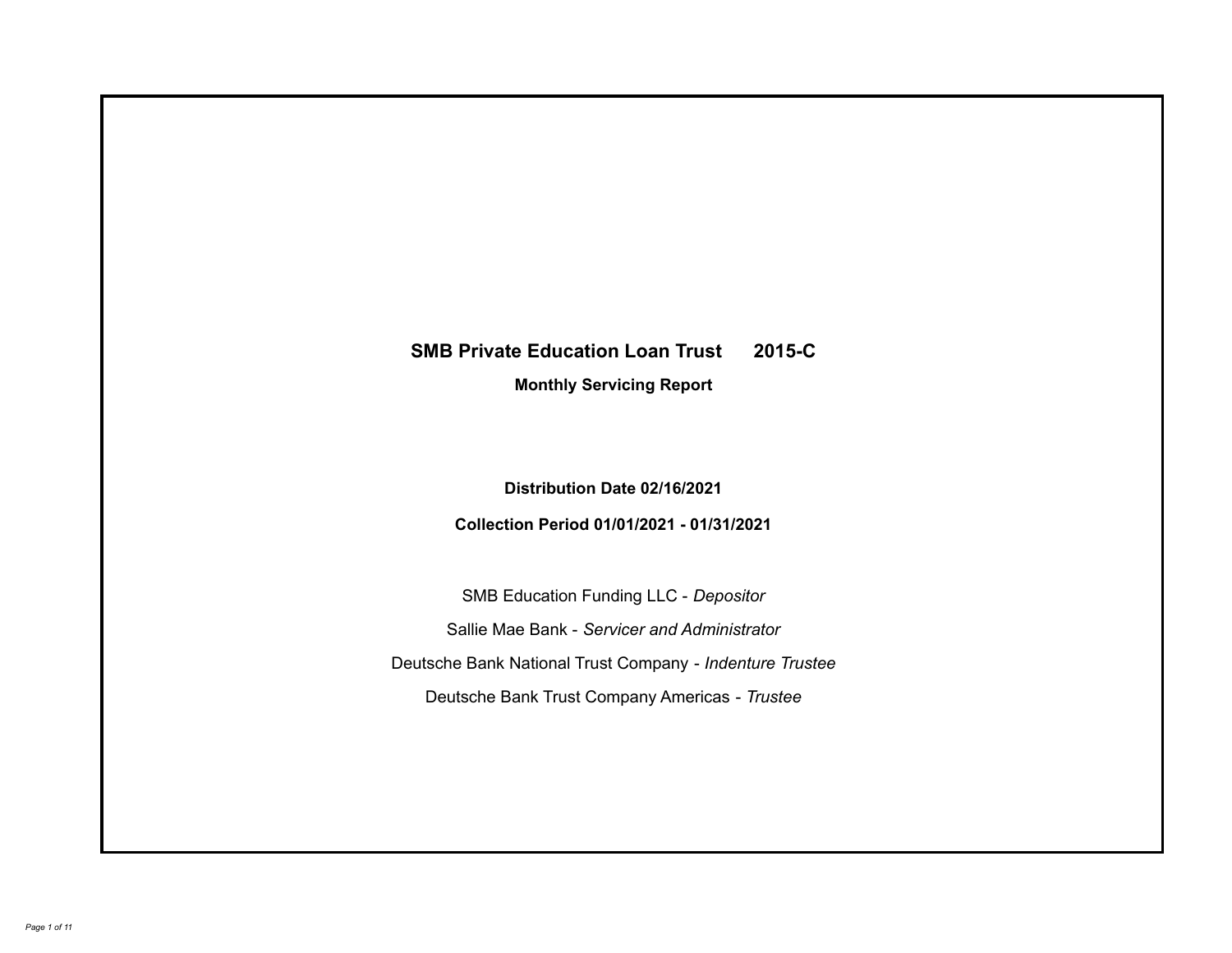# SMB Private Education Loan Trust 2015-C

## Monthly Servicing Report

**Distribution Date 02/16/2021**

**Collection Period 01/01/2021 - 01/31/2021**

SMB Education Funding LLC - *Depositor*

Sallie Mae Bank - *Servicer and Administrator*

Deutsche Bank National Trust Company - *Indenture Trustee*

Deutsche Bank Trust Company Americas - *Trustee*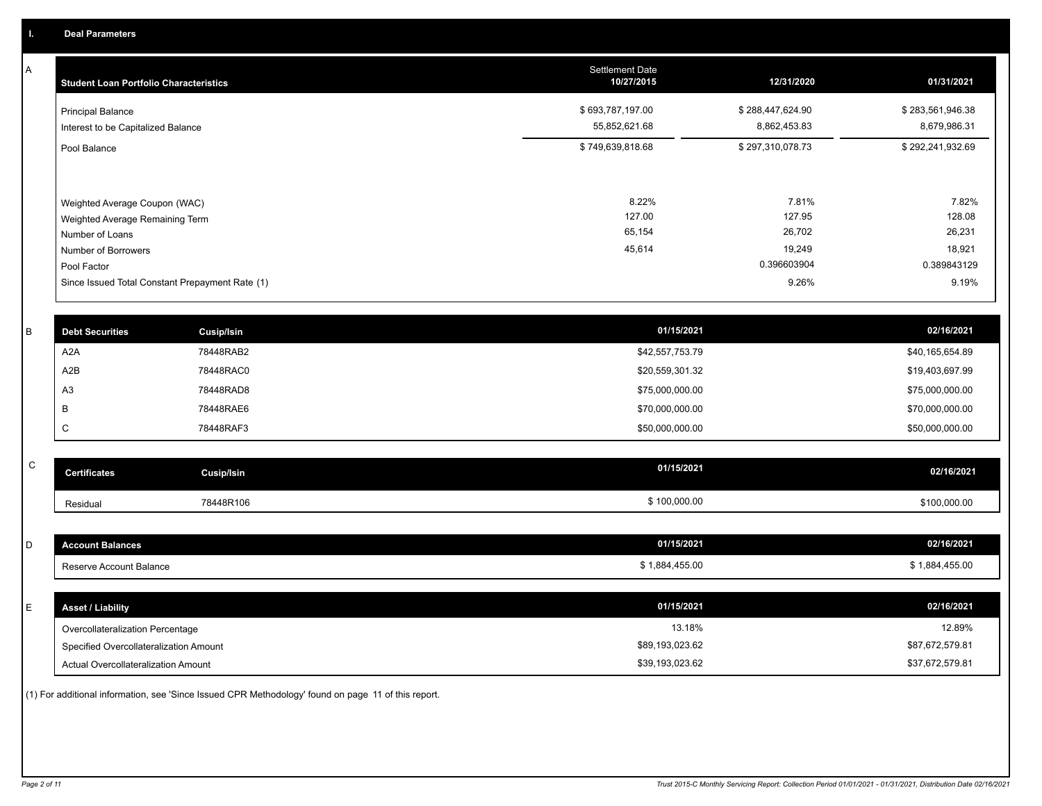## I. Deal Parameters

### A

| Student Loan Portfolio Characteristics | Settlement Date 10/27/2015 | 12/31/2020 | 01/31/2021 |
|---|---|---|---|
| Principal Balance | $ 693,787,197.00 | $ 288,447,624.90 | $ 283,561,946.38 |
| Interest to be Capitalized Balance | 55,852,621.68 | 8,862,453.83 | 8,679,986.31 |
| Pool Balance | $ 749,639,818.68 | $ 297,310,078.73 | $ 292,241,932.69 |
| Weighted Average Coupon (WAC) | 8.22% | 7.81% | 7.82% |
| Weighted Average Remaining Term | 127.00 | 127.95 | 128.08 |
| Number of Loans | 65,154 | 26,702 | 26,231 |
| Number of Borrowers | 45,614 | 19,249 | 18,921 |
| Pool Factor | | 0.396603904 | 0.389843129 |
| Since Issued Total Constant Prepayment Rate (1) | | 9.26% | 9.19% |

### B

| Debt Securities | Cusip/Isin | 01/15/2021 | 02/16/2021 |
|---|---|---|---|
| A2A | 78448RAB2 | $42,557,753.79 | $40,165,654.89 |
| A2B | 78448RAC0 | $20,559,301.32 | $19,403,697.99 |
| A3 | 78448RAD8 | $75,000,000.00 | $75,000,000.00 |
| B | 78448RAE6 | $70,000,000.00 | $70,000,000.00 |
| C | 78448RAF3 | $50,000,000.00 | $50,000,000.00 |

### C

| Certificates | Cusip/Isin | 01/15/2021 | 02/16/2021 |
|---|---|---|---|
| Residual | 78448R106 | $ 100,000.00 | $100,000.00 |

### D

| Account Balances | 01/15/2021 | 02/16/2021 |
|---|---|---|
| Reserve Account Balance | $ 1,884,455.00 | $ 1,884,455.00 |

### E

| Asset / Liability | 01/15/2021 | 02/16/2021 |
|---|---|---|
| Overcollateralization Percentage | 13.18% | 12.89% |
| Specified Overcollateralization Amount | $89,193,023.62 | $87,672,579.81 |
| Actual Overcollateralization Amount | $39,193,023.62 | $37,672,579.81 |

(1) For additional information, see 'Since Issued CPR Methodology' found on page 11 of this report.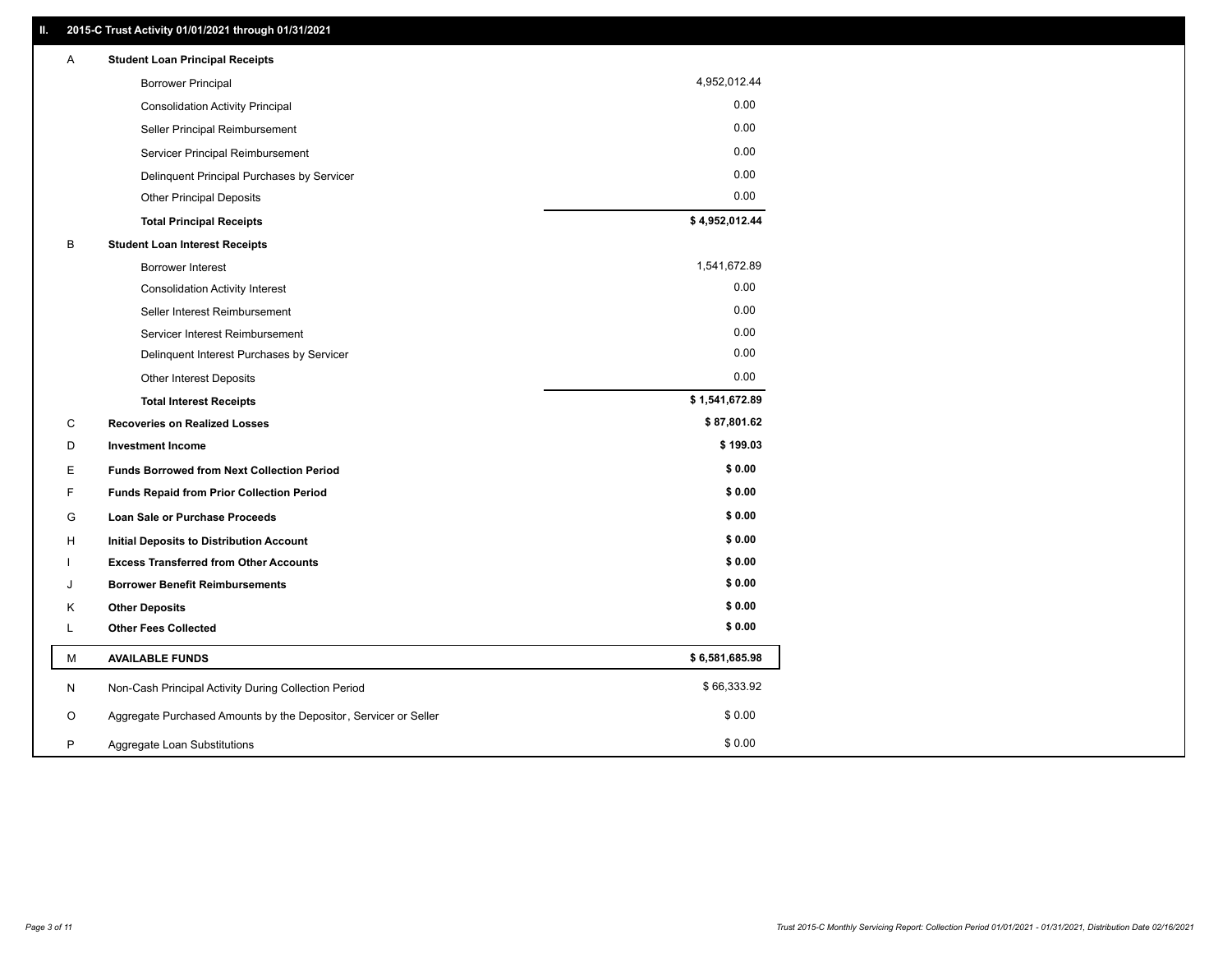## II. 2015-C Trust Activity 01/01/2021 through 01/31/2021

| | | |
|---|---|---|
| A | **Student Loan Principal Receipts** | |
| | Borrower Principal | 4,952,012.44 |
| | Consolidation Activity Principal | 0.00 |
| | Seller Principal Reimbursement | 0.00 |
| | Servicer Principal Reimbursement | 0.00 |
| | Delinquent Principal Purchases by Servicer | 0.00 |
| | Other Principal Deposits | 0.00 |
| | **Total Principal Receipts** | **$ 4,952,012.44** |
| B | **Student Loan Interest Receipts** | |
| | Borrower Interest | 1,541,672.89 |
| | Consolidation Activity Interest | 0.00 |
| | Seller Interest Reimbursement | 0.00 |
| | Servicer Interest Reimbursement | 0.00 |
| | Delinquent Interest Purchases by Servicer | 0.00 |
| | Other Interest Deposits | 0.00 |
| | **Total Interest Receipts** | **$ 1,541,672.89** |
| C | **Recoveries on Realized Losses** | **$ 87,801.62** |
| D | **Investment Income** | **$ 199.03** |
| E | **Funds Borrowed from Next Collection Period** | **$ 0.00** |
| F | **Funds Repaid from Prior Collection Period** | **$ 0.00** |
| G | **Loan Sale or Purchase Proceeds** | **$ 0.00** |
| H | **Initial Deposits to Distribution Account** | **$ 0.00** |
| I | **Excess Transferred from Other Accounts** | **$ 0.00** |
| J | **Borrower Benefit Reimbursements** | **$ 0.00** |
| K | **Other Deposits** | **$ 0.00** |
| L | **Other Fees Collected** | **$ 0.00** |
| M | **AVAILABLE FUNDS** | **$ 6,581,685.98** |
| N | Non-Cash Principal Activity During Collection Period | $ 66,333.92 |
| O | Aggregate Purchased Amounts by the Depositor, Servicer or Seller | $ 0.00 |
| P | Aggregate Loan Substitutions | $ 0.00 |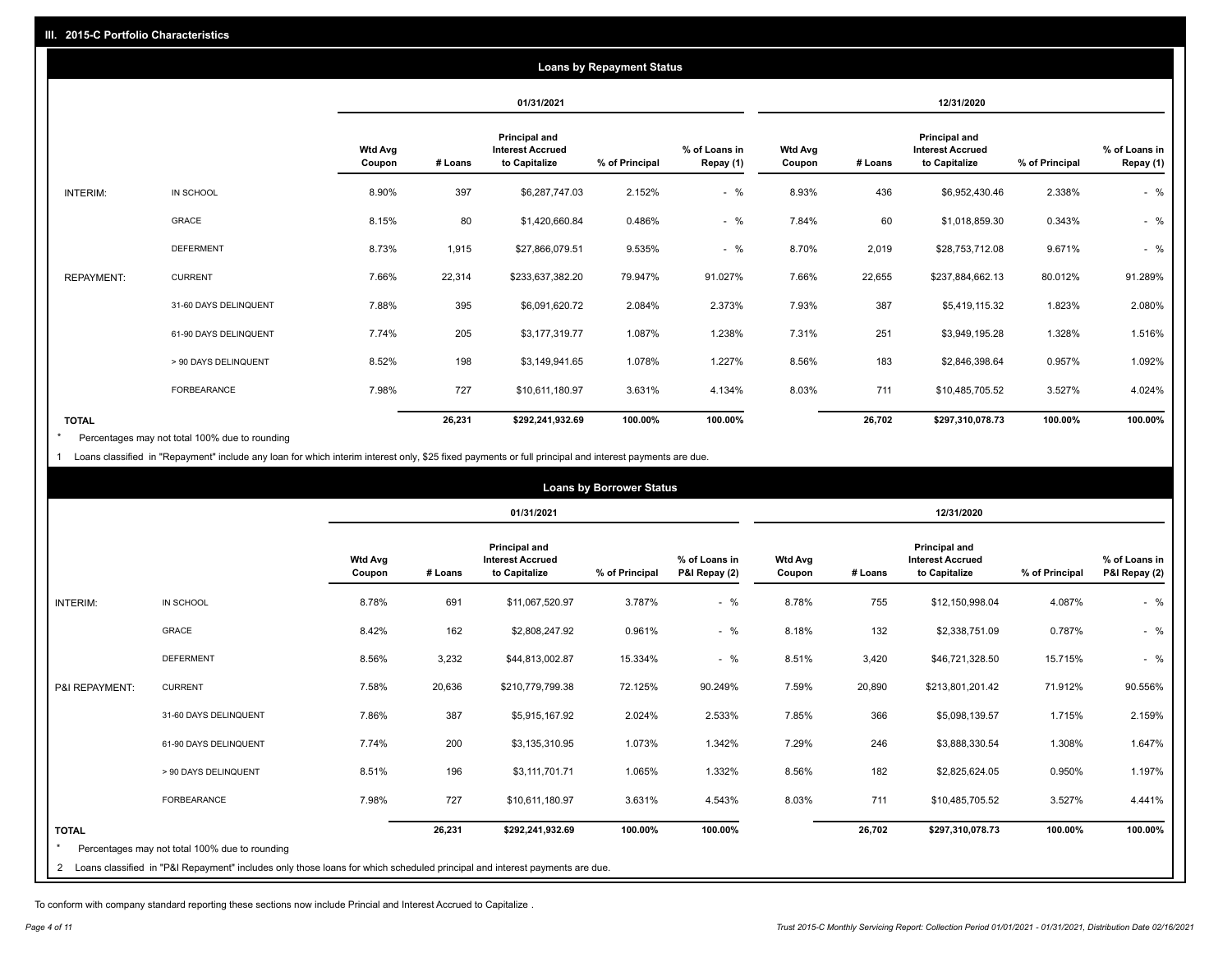## III. 2015-C Portfolio Characteristics

### Loans by Repayment Status

| | | 01/31/2021 | | | | | 12/31/2020 | | | | |
|---|---|---|---|---|---|---|---|---|---|---|---|
| | | Wtd Avg Coupon | # Loans | Principal and Interest Accrued to Capitalize | % of Principal | % of Loans in Repay (1) | Wtd Avg Coupon | # Loans | Principal and Interest Accrued to Capitalize | % of Principal | % of Loans in Repay (1) |
| INTERIM: | IN SCHOOL | 8.90% | 397 | $6,287,747.03 | 2.152% | - % | 8.93% | 436 | $6,952,430.46 | 2.338% | - % |
| | GRACE | 8.15% | 80 | $1,420,660.84 | 0.486% | - % | 7.84% | 60 | $1,018,859.30 | 0.343% | - % |
| | DEFERMENT | 8.73% | 1,915 | $27,866,079.51 | 9.535% | - % | 8.70% | 2,019 | $28,753,712.08 | 9.671% | - % |
| REPAYMENT: | CURRENT | 7.66% | 22,314 | $233,637,382.20 | 79.947% | 91.027% | 7.66% | 22,655 | $237,884,662.13 | 80.012% | 91.289% |
| | 31-60 DAYS DELINQUENT | 7.88% | 395 | $6,091,620.72 | 2.084% | 2.373% | 7.93% | 387 | $5,419,115.32 | 1.823% | 2.080% |
| | 61-90 DAYS DELINQUENT | 7.74% | 205 | $3,177,319.77 | 1.087% | 1.238% | 7.31% | 251 | $3,949,195.28 | 1.328% | 1.516% |
| | > 90 DAYS DELINQUENT | 8.52% | 198 | $3,149,941.65 | 1.078% | 1.227% | 8.56% | 183 | $2,846,398.64 | 0.957% | 1.092% |
| | FORBEARANCE | 7.98% | 727 | $10,611,180.97 | 3.631% | 4.134% | 8.03% | 711 | $10,485,705.52 | 3.527% | 4.024% |
| **TOTAL** | | | **26,231** | **$292,241,932.69** | **100.00%** | **100.00%** | | **26,702** | **$297,310,078.73** | **100.00%** | **100.00%** |

* Percentages may not total 100% due to rounding

1 Loans classified in "Repayment" include any loan for which interim interest only, $25 fixed payments or full principal and interest payments are due.

### Loans by Borrower Status

| | | 01/31/2021 | | | | | 12/31/2020 | | | | |
|---|---|---|---|---|---|---|---|---|---|---|---|
| | | Wtd Avg Coupon | # Loans | Principal and Interest Accrued to Capitalize | % of Principal | % of Loans in P&I Repay (2) | Wtd Avg Coupon | # Loans | Principal and Interest Accrued to Capitalize | % of Principal | % of Loans in P&I Repay (2) |
| INTERIM: | IN SCHOOL | 8.78% | 691 | $11,067,520.97 | 3.787% | - % | 8.78% | 755 | $12,150,998.04 | 4.087% | - % |
| | GRACE | 8.42% | 162 | $2,808,247.92 | 0.961% | - % | 8.18% | 132 | $2,338,751.09 | 0.787% | - % |
| | DEFERMENT | 8.56% | 3,232 | $44,813,002.87 | 15.334% | - % | 8.51% | 3,420 | $46,721,328.50 | 15.715% | - % |
| P&I REPAYMENT: | CURRENT | 7.58% | 20,636 | $210,779,799.38 | 72.125% | 90.249% | 7.59% | 20,890 | $213,801,201.42 | 71.912% | 90.556% |
| | 31-60 DAYS DELINQUENT | 7.86% | 387 | $5,915,167.92 | 2.024% | 2.533% | 7.85% | 366 | $5,098,139.57 | 1.715% | 2.159% |
| | 61-90 DAYS DELINQUENT | 7.74% | 200 | $3,135,310.95 | 1.073% | 1.342% | 7.29% | 246 | $3,888,330.54 | 1.308% | 1.647% |
| | > 90 DAYS DELINQUENT | 8.51% | 196 | $3,111,701.71 | 1.065% | 1.332% | 8.56% | 182 | $2,825,624.05 | 0.950% | 1.197% |
| | FORBEARANCE | 7.98% | 727 | $10,611,180.97 | 3.631% | 4.543% | 8.03% | 711 | $10,485,705.52 | 3.527% | 4.441% |
| **TOTAL** | | | **26,231** | **$292,241,932.69** | **100.00%** | **100.00%** | | **26,702** | **$297,310,078.73** | **100.00%** | **100.00%** |

* Percentages may not total 100% due to rounding

2 Loans classified in "P&I Repayment" includes only those loans for which scheduled principal and interest payments are due.

To conform with company standard reporting these sections now include Princial and Interest Accrued to Capitalize .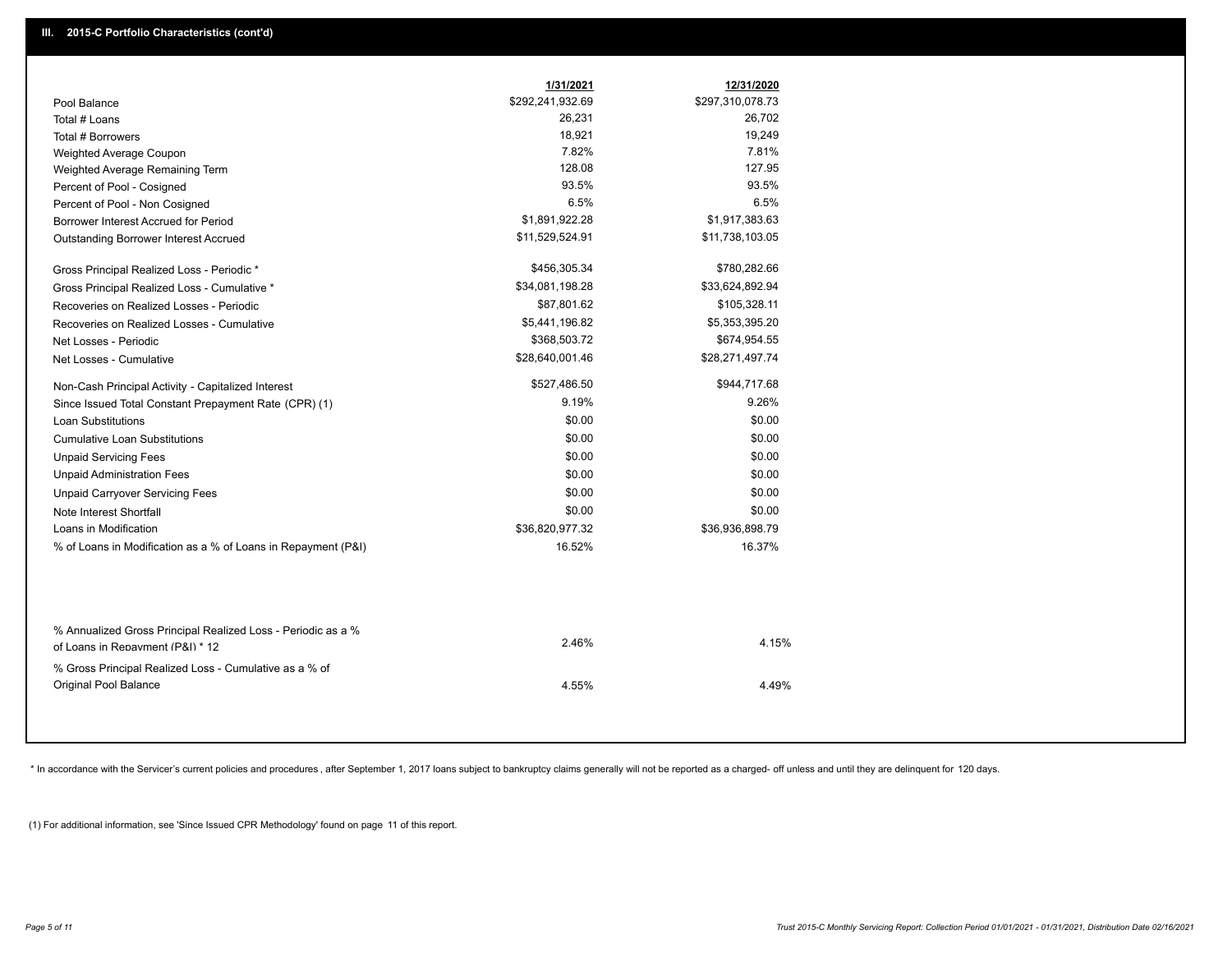## III. 2015-C Portfolio Characteristics (cont'd)

| | 1/31/2021 | 12/31/2020 |
|---|---|---|
| Pool Balance | $292,241,932.69 | $297,310,078.73 |
| Total # Loans | 26,231 | 26,702 |
| Total # Borrowers | 18,921 | 19,249 |
| Weighted Average Coupon | 7.82% | 7.81% |
| Weighted Average Remaining Term | 128.08 | 127.95 |
| Percent of Pool - Cosigned | 93.5% | 93.5% |
| Percent of Pool - Non Cosigned | 6.5% | 6.5% |
| Borrower Interest Accrued for Period | $1,891,922.28 | $1,917,383.63 |
| Outstanding Borrower Interest Accrued | $11,529,524.91 | $11,738,103.05 |
| Gross Principal Realized Loss - Periodic * | $456,305.34 | $780,282.66 |
| Gross Principal Realized Loss - Cumulative * | $34,081,198.28 | $33,624,892.94 |
| Recoveries on Realized Losses - Periodic | $87,801.62 | $105,328.11 |
| Recoveries on Realized Losses - Cumulative | $5,441,196.82 | $5,353,395.20 |
| Net Losses - Periodic | $368,503.72 | $674,954.55 |
| Net Losses - Cumulative | $28,640,001.46 | $28,271,497.74 |
| Non-Cash Principal Activity - Capitalized Interest | $527,486.50 | $944,717.68 |
| Since Issued Total Constant Prepayment Rate (CPR) (1) | 9.19% | 9.26% |
| Loan Substitutions | $0.00 | $0.00 |
| Cumulative Loan Substitutions | $0.00 | $0.00 |
| Unpaid Servicing Fees | $0.00 | $0.00 |
| Unpaid Administration Fees | $0.00 | $0.00 |
| Unpaid Carryover Servicing Fees | $0.00 | $0.00 |
| Note Interest Shortfall | $0.00 | $0.00 |
| Loans in Modification | $36,820,977.32 | $36,936,898.79 |
| % of Loans in Modification as a % of Loans in Repayment (P&I) | 16.52% | 16.37% |
| % Annualized Gross Principal Realized Loss - Periodic as a % of Loans in Repayment (P&I) * 12 | 2.46% | 4.15% |
| % Gross Principal Realized Loss - Cumulative as a % of Original Pool Balance | 4.55% | 4.49% |

* In accordance with the Servicer's current policies and procedures , after September 1, 2017 loans subject to bankruptcy claims generally will not be reported as a charged- off unless and until they are delinquent for 120 days.

(1) For additional information, see 'Since Issued CPR Methodology' found on page 11 of this report.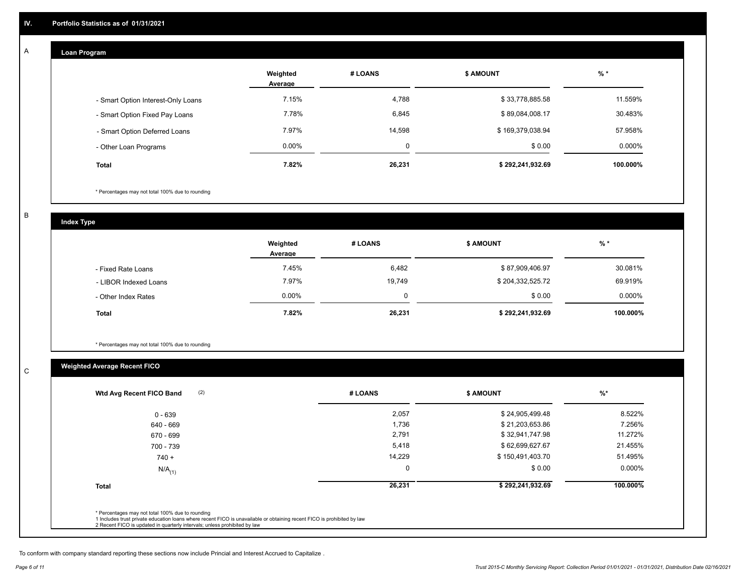## IV. Portfolio Statistics as of 01/31/2021

### A Loan Program

| | Weighted Average | # LOANS | $ AMOUNT | % * |
|---|---|---|---|---|
| - Smart Option Interest-Only Loans | 7.15% | 4,788 | $ 33,778,885.58 | 11.559% |
| - Smart Option Fixed Pay Loans | 7.78% | 6,845 | $ 89,084,008.17 | 30.483% |
| - Smart Option Deferred Loans | 7.97% | 14,598 | $ 169,379,038.94 | 57.958% |
| - Other Loan Programs | 0.00% | 0 | $ 0.00 | 0.000% |
| **Total** | **7.82%** | **26,231** | **$ 292,241,932.69** | **100.000%** |

* Percentages may not total 100% due to rounding

### B Index Type

| | Weighted Average | # LOANS | $ AMOUNT | % * |
|---|---|---|---|---|
| - Fixed Rate Loans | 7.45% | 6,482 | $ 87,909,406.97 | 30.081% |
| - LIBOR Indexed Loans | 7.97% | 19,749 | $ 204,332,525.72 | 69.919% |
| - Other Index Rates | 0.00% | 0 | $ 0.00 | 0.000% |
| **Total** | **7.82%** | **26,231** | **$ 292,241,932.69** | **100.000%** |

* Percentages may not total 100% due to rounding

### C Weighted Average Recent FICO

| Wtd Avg Recent FICO Band (2) | # LOANS | $ AMOUNT | %* |
|---|---|---|---|
| 0 - 639 | 2,057 | $ 24,905,499.48 | 8.522% |
| 640 - 669 | 1,736 | $ 21,203,653.86 | 7.256% |
| 670 - 699 | 2,791 | $ 32,941,747.98 | 11.272% |
| 700 - 739 | 5,418 | $ 62,699,627.67 | 21.455% |
| 740 + | 14,229 | $ 150,491,403.70 | 51.495% |
| N/A(1) | 0 | $ 0.00 | 0.000% |
| **Total** | **26,231** | **$ 292,241,932.69** | **100.000%** |

* Percentages may not total 100% due to rounding
1 Includes trust private education loans where recent FICO is unavailable or obtaining recent FICO is prohibited by law
2 Recent FICO is updated in quarterly intervals; unless prohibited by law

To conform with company standard reporting these sections now include Princial and Interest Accrued to Capitalize .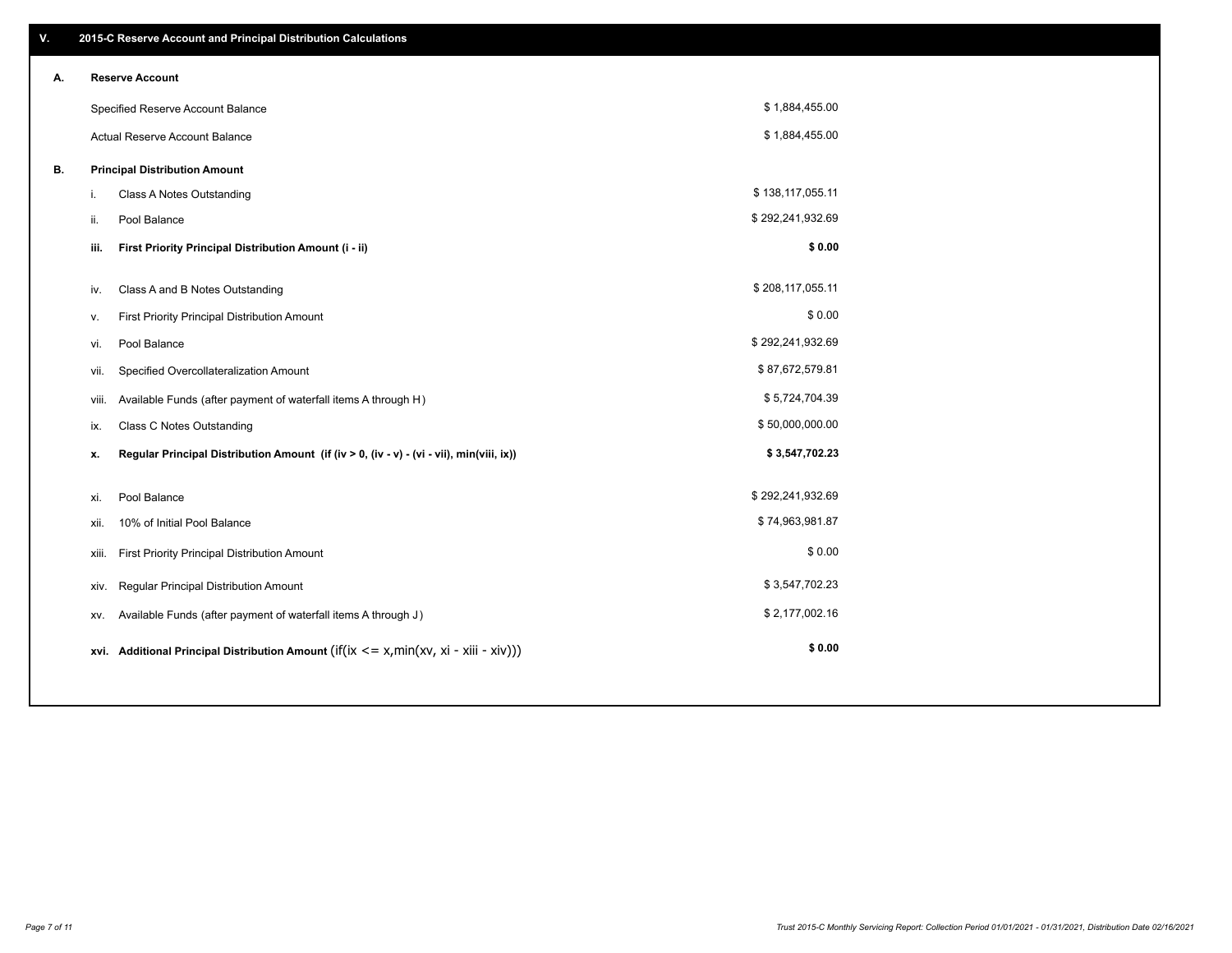## V. 2015-C Reserve Account and Principal Distribution Calculations

### A. Reserve Account

| | |
|---|---|
| Specified Reserve Account Balance | $ 1,884,455.00 |
| Actual Reserve Account Balance | $ 1,884,455.00 |

### B. Principal Distribution Amount

| | | |
|---|---|---|
| i. | Class A Notes Outstanding | $ 138,117,055.11 |
| ii. | Pool Balance | $ 292,241,932.69 |
| **iii.** | **First Priority Principal Distribution Amount (i - ii)** | **$ 0.00** |
| iv. | Class A and B Notes Outstanding | $ 208,117,055.11 |
| v. | First Priority Principal Distribution Amount | $ 0.00 |
| vi. | Pool Balance | $ 292,241,932.69 |
| vii. | Specified Overcollateralization Amount | $ 87,672,579.81 |
| viii. | Available Funds (after payment of waterfall items A through H) | $ 5,724,704.39 |
| ix. | Class C Notes Outstanding | $ 50,000,000.00 |
| **x.** | **Regular Principal Distribution Amount (if (iv > 0, (iv - v) - (vi - vii), min(viii, ix))** | **$ 3,547,702.23** |
| xi. | Pool Balance | $ 292,241,932.69 |
| xii. | 10% of Initial Pool Balance | $ 74,963,981.87 |
| xiii. | First Priority Principal Distribution Amount | $ 0.00 |
| xiv. | Regular Principal Distribution Amount | $ 3,547,702.23 |
| xv. | Available Funds (after payment of waterfall items A through J) | $ 2,177,002.16 |
| **xvi.** | **Additional Principal Distribution Amount** (if(ix <= x,min(xv, xi - xiii - xiv))) | **$ 0.00** |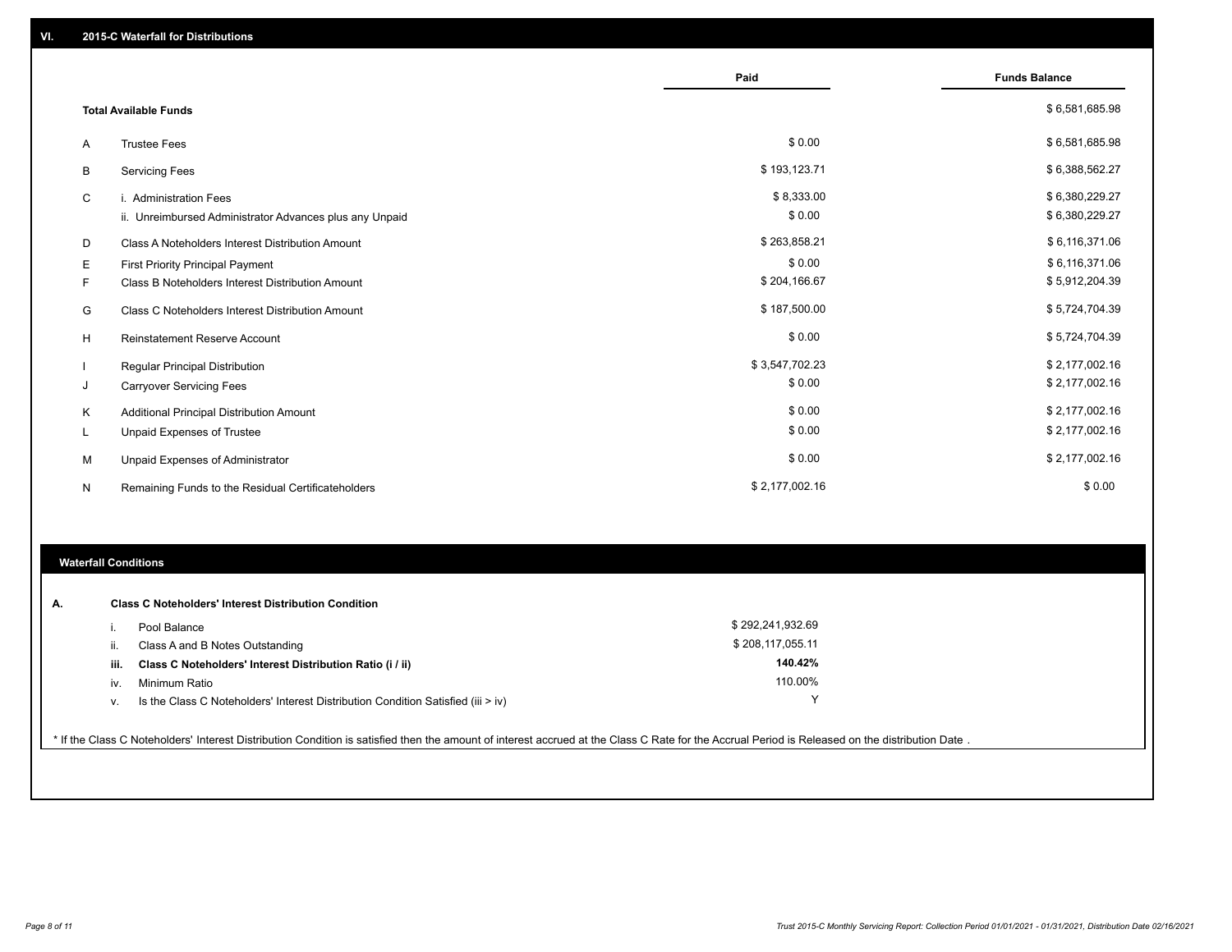## VI. 2015-C Waterfall for Distributions

| | | Paid | Funds Balance |
|---|---|---|---|
| | **Total Available Funds** | | $ 6,581,685.98 |
| A | Trustee Fees | $ 0.00 | $ 6,581,685.98 |
| B | Servicing Fees | $ 193,123.71 | $ 6,388,562.27 |
| C | i. Administration Fees | $ 8,333.00 | $ 6,380,229.27 |
| | ii. Unreimbursed Administrator Advances plus any Unpaid | $ 0.00 | $ 6,380,229.27 |
| D | Class A Noteholders Interest Distribution Amount | $ 263,858.21 | $ 6,116,371.06 |
| E | First Priority Principal Payment | $ 0.00 | $ 6,116,371.06 |
| F | Class B Noteholders Interest Distribution Amount | $ 204,166.67 | $ 5,912,204.39 |
| G | Class C Noteholders Interest Distribution Amount | $ 187,500.00 | $ 5,724,704.39 |
| H | Reinstatement Reserve Account | $ 0.00 | $ 5,724,704.39 |
| I | Regular Principal Distribution | $ 3,547,702.23 | $ 2,177,002.16 |
| J | Carryover Servicing Fees | $ 0.00 | $ 2,177,002.16 |
| K | Additional Principal Distribution Amount | $ 0.00 | $ 2,177,002.16 |
| L | Unpaid Expenses of Trustee | $ 0.00 | $ 2,177,002.16 |
| M | Unpaid Expenses of Administrator | $ 0.00 | $ 2,177,002.16 |
| N | Remaining Funds to the Residual Certificateholders | $ 2,177,002.16 | $ 0.00 |

### Waterfall Conditions

**A. Class C Noteholders' Interest Distribution Condition**

| | | |
|---|---|---|
| i. | Pool Balance | $ 292,241,932.69 |
| ii. | Class A and B Notes Outstanding | $ 208,117,055.11 |
| **iii.** | **Class C Noteholders' Interest Distribution Ratio (i / ii)** | **140.42%** |
| iv. | Minimum Ratio | 110.00% |
| v. | Is the Class C Noteholders' Interest Distribution Condition Satisfied (iii > iv) | Y |

* If the Class C Noteholders' Interest Distribution Condition is satisfied then the amount of interest accrued at the Class C Rate for the Accrual Period is Released on the distribution Date .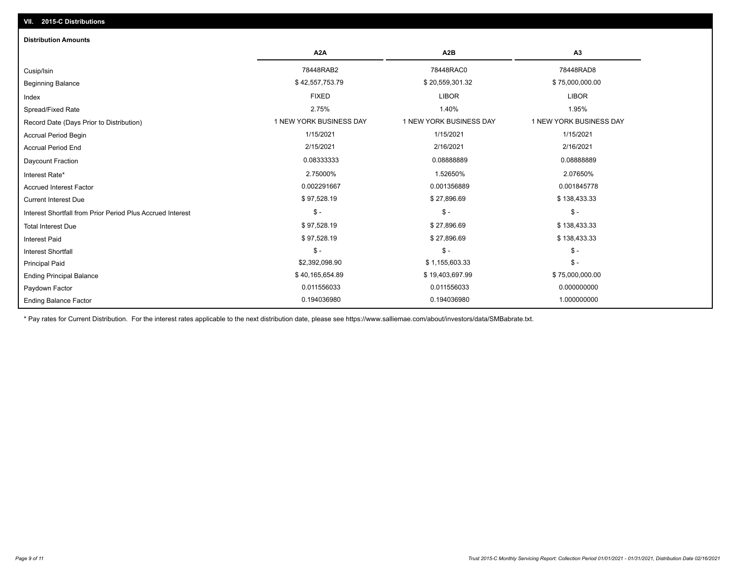## VII. 2015-C Distributions

### Distribution Amounts

| | A2A | A2B | A3 |
|---|---|---|---|
| Cusip/Isin | 78448RAB2 | 78448RAC0 | 78448RAD8 |
| Beginning Balance | $ 42,557,753.79 | $ 20,559,301.32 | $ 75,000,000.00 |
| Index | FIXED | LIBOR | LIBOR |
| Spread/Fixed Rate | 2.75% | 1.40% | 1.95% |
| Record Date (Days Prior to Distribution) | 1 NEW YORK BUSINESS DAY | 1 NEW YORK BUSINESS DAY | 1 NEW YORK BUSINESS DAY |
| Accrual Period Begin | 1/15/2021 | 1/15/2021 | 1/15/2021 |
| Accrual Period End | 2/15/2021 | 2/16/2021 | 2/16/2021 |
| Daycount Fraction | 0.08333333 | 0.08888889 | 0.08888889 |
| Interest Rate* | 2.75000% | 1.52650% | 2.07650% |
| Accrued Interest Factor | 0.002291667 | 0.001356889 | 0.001845778 |
| Current Interest Due | $ 97,528.19 | $ 27,896.69 | $ 138,433.33 |
| Interest Shortfall from Prior Period Plus Accrued Interest | $ - | $ - | $ - |
| Total Interest Due | $ 97,528.19 | $ 27,896.69 | $ 138,433.33 |
| Interest Paid | $ 97,528.19 | $ 27,896.69 | $ 138,433.33 |
| Interest Shortfall | $ - | $ - | $ - |
| Principal Paid | $2,392,098.90 | $ 1,155,603.33 | $ - |
| Ending Principal Balance | $ 40,165,654.89 | $ 19,403,697.99 | $ 75,000,000.00 |
| Paydown Factor | 0.011556033 | 0.011556033 | 0.000000000 |
| Ending Balance Factor | 0.194036980 | 0.194036980 | 1.000000000 |

* Pay rates for Current Distribution. For the interest rates applicable to the next distribution date, please see https://www.salliemae.com/about/investors/data/SMBabrate.txt.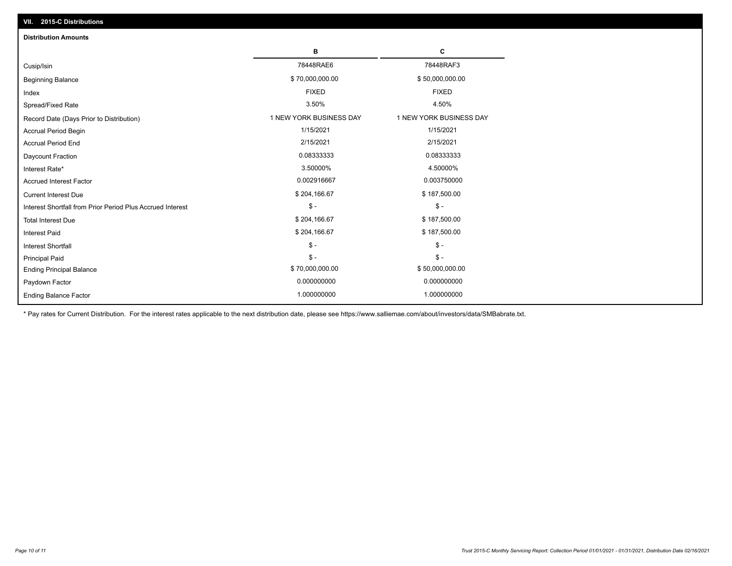## VII. 2015-C Distributions

### Distribution Amounts

| | B | C |
|---|---|---|
| Cusip/Isin | 78448RAE6 | 78448RAF3 |
| Beginning Balance | $ 70,000,000.00 | $ 50,000,000.00 |
| Index | FIXED | FIXED |
| Spread/Fixed Rate | 3.50% | 4.50% |
| Record Date (Days Prior to Distribution) | 1 NEW YORK BUSINESS DAY | 1 NEW YORK BUSINESS DAY |
| Accrual Period Begin | 1/15/2021 | 1/15/2021 |
| Accrual Period End | 2/15/2021 | 2/15/2021 |
| Daycount Fraction | 0.08333333 | 0.08333333 |
| Interest Rate* | 3.50000% | 4.50000% |
| Accrued Interest Factor | 0.002916667 | 0.003750000 |
| Current Interest Due | $ 204,166.67 | $ 187,500.00 |
| Interest Shortfall from Prior Period Plus Accrued Interest | $ - | $ - |
| Total Interest Due | $ 204,166.67 | $ 187,500.00 |
| Interest Paid | $ 204,166.67 | $ 187,500.00 |
| Interest Shortfall | $ - | $ - |
| Principal Paid | $ - | $ - |
| Ending Principal Balance | $ 70,000,000.00 | $ 50,000,000.00 |
| Paydown Factor | 0.000000000 | 0.000000000 |
| Ending Balance Factor | 1.000000000 | 1.000000000 |

* Pay rates for Current Distribution. For the interest rates applicable to the next distribution date, please see https://www.salliemae.com/about/investors/data/SMBabrate.txt.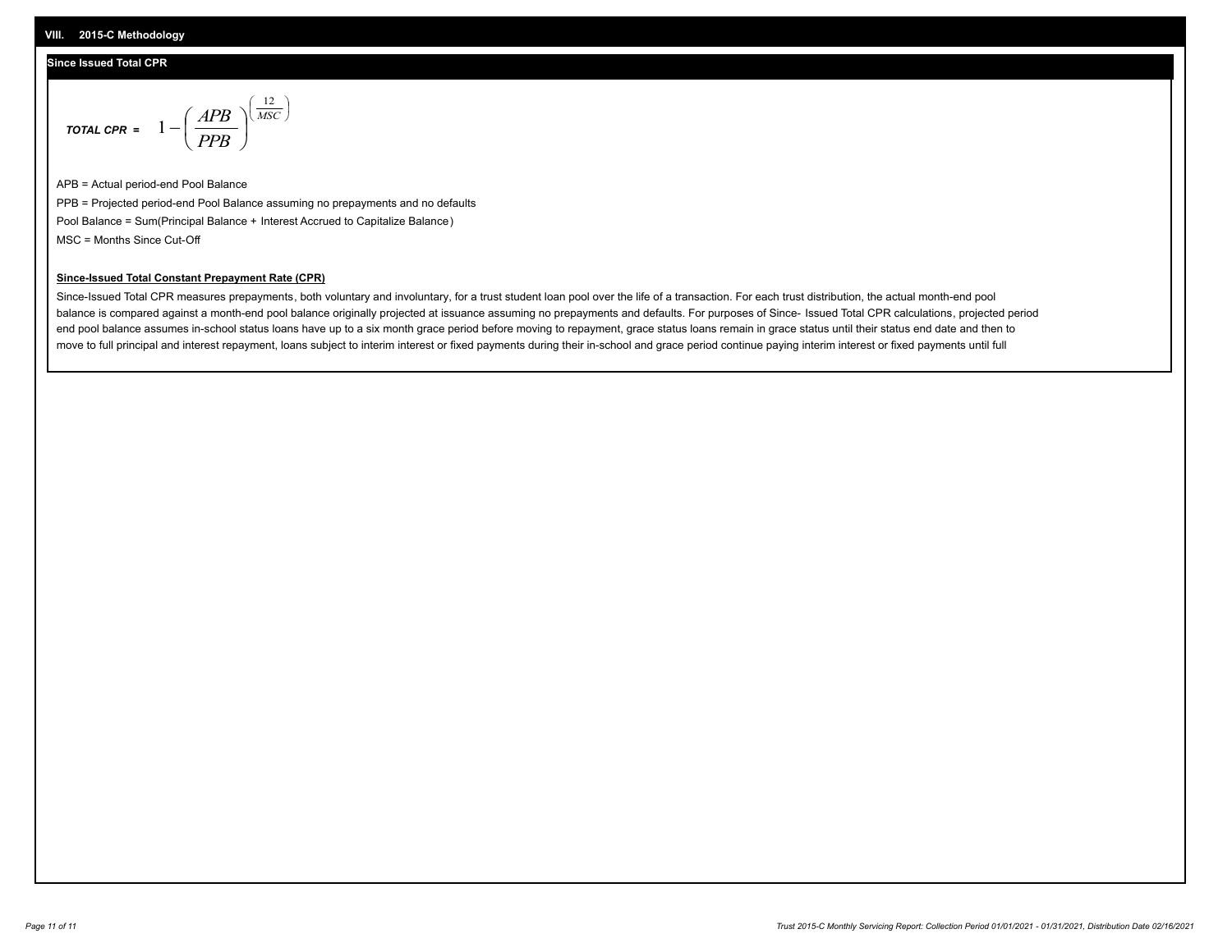# VIII. 2015-C Methodology

## Since Issued Total CPR

$$\textit{TOTAL CPR} = 1 - \left( \frac{APB}{PPB} \right)^{\left( \frac{12}{MSC} \right)}$$

APB = Actual period-end Pool Balance

PPB = Projected period-end Pool Balance assuming no prepayments and no defaults

Pool Balance = Sum(Principal Balance + Interest Accrued to Capitalize Balance)

MSC = Months Since Cut-Off

**Since-Issued Total Constant Prepayment Rate (CPR)**

Since-Issued Total CPR measures prepayments, both voluntary and involuntary, for a trust student loan pool over the life of a transaction. For each trust distribution, the actual month-end pool balance is compared against a month-end pool balance originally projected at issuance assuming no prepayments and defaults. For purposes of Since- Issued Total CPR calculations, projected period end pool balance assumes in-school status loans have up to a six month grace period before moving to repayment, grace status loans remain in grace status until their status end date and then to move to full principal and interest repayment, loans subject to interim interest or fixed payments during their in-school and grace period continue paying interim interest or fixed payments until full